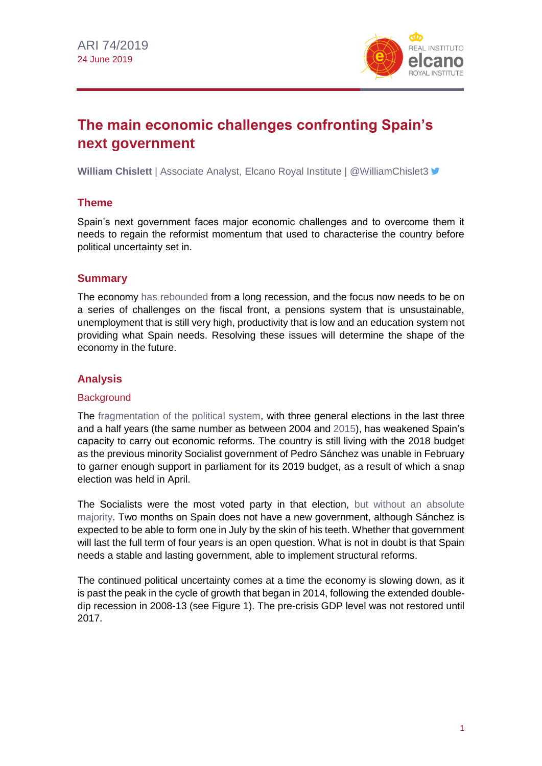ARI 74/2019
24 June 2019

# The main economic challenges confronting Spain's next government

**William Chislett** | Associate Analyst, Elcano Royal Institute | @WilliamChislet3

## Theme

Spain's next government faces major economic challenges and to overcome them it needs to regain the reformist momentum that used to characterise the country before political uncertainty set in.

## Summary

The economy has rebounded from a long recession, and the focus now needs to be on a series of challenges on the fiscal front, a pensions system that is unsustainable, unemployment that is still very high, productivity that is low and an education system not providing what Spain needs. Resolving these issues will determine the shape of the economy in the future.

## Analysis

### Background

The fragmentation of the political system, with three general elections in the last three and a half years (the same number as between 2004 and 2015), has weakened Spain's capacity to carry out economic reforms. The country is still living with the 2018 budget as the previous minority Socialist government of Pedro Sánchez was unable in February to garner enough support in parliament for its 2019 budget, as a result of which a snap election was held in April.

The Socialists were the most voted party in that election, but without an absolute majority. Two months on Spain does not have a new government, although Sánchez is expected to be able to form one in July by the skin of his teeth. Whether that government will last the full term of four years is an open question. What is not in doubt is that Spain needs a stable and lasting government, able to implement structural reforms.

The continued political uncertainty comes at a time the economy is slowing down, as it is past the peak in the cycle of growth that began in 2014, following the extended double-dip recession in 2008-13 (see Figure 1). The pre-crisis GDP level was not restored until 2017.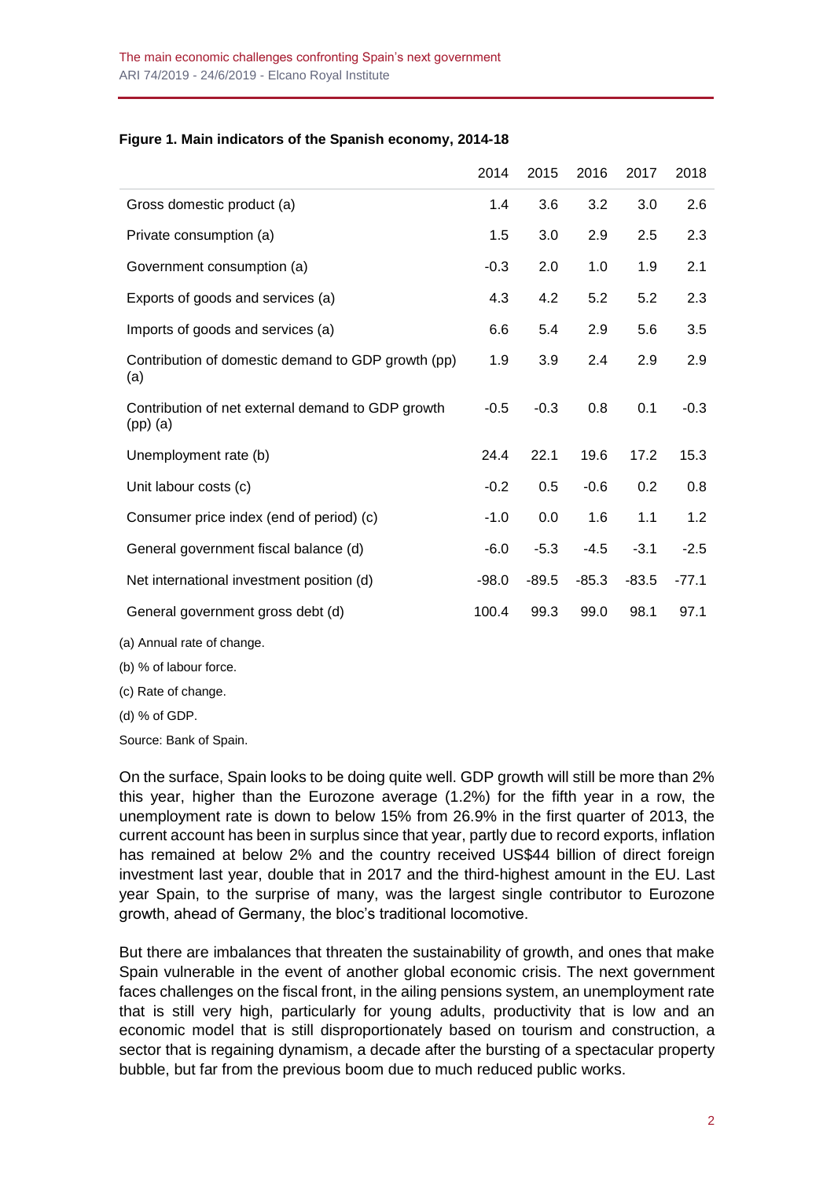**Figure 1. Main indicators of the Spanish economy, 2014-18**

| | 2014 | 2015 | 2016 | 2017 | 2018 |
|---|---|---|---|---|---|
| Gross domestic product (a) | 1.4 | 3.6 | 3.2 | 3.0 | 2.6 |
| Private consumption (a) | 1.5 | 3.0 | 2.9 | 2.5 | 2.3 |
| Government consumption (a) | -0.3 | 2.0 | 1.0 | 1.9 | 2.1 |
| Exports of goods and services (a) | 4.3 | 4.2 | 5.2 | 5.2 | 2.3 |
| Imports of goods and services (a) | 6.6 | 5.4 | 2.9 | 5.6 | 3.5 |
| Contribution of domestic demand to GDP growth (pp) (a) | 1.9 | 3.9 | 2.4 | 2.9 | 2.9 |
| Contribution of net external demand to GDP growth (pp) (a) | -0.5 | -0.3 | 0.8 | 0.1 | -0.3 |
| Unemployment rate (b) | 24.4 | 22.1 | 19.6 | 17.2 | 15.3 |
| Unit labour costs (c) | -0.2 | 0.5 | -0.6 | 0.2 | 0.8 |
| Consumer price index (end of period) (c) | -1.0 | 0.0 | 1.6 | 1.1 | 1.2 |
| General government fiscal balance (d) | -6.0 | -5.3 | -4.5 | -3.1 | -2.5 |
| Net international investment position (d) | -98.0 | -89.5 | -85.3 | -83.5 | -77.1 |
| General government gross debt (d) | 100.4 | 99.3 | 99.0 | 98.1 | 97.1 |

(a) Annual rate of change.

(b) % of labour force.

(c) Rate of change.

(d) % of GDP.

Source: Bank of Spain.

On the surface, Spain looks to be doing quite well. GDP growth will still be more than 2% this year, higher than the Eurozone average (1.2%) for the fifth year in a row, the unemployment rate is down to below 15% from 26.9% in the first quarter of 2013, the current account has been in surplus since that year, partly due to record exports, inflation has remained at below 2% and the country received US$44 billion of direct foreign investment last year, double that in 2017 and the third-highest amount in the EU. Last year Spain, to the surprise of many, was the largest single contributor to Eurozone growth, ahead of Germany, the bloc's traditional locomotive.

But there are imbalances that threaten the sustainability of growth, and ones that make Spain vulnerable in the event of another global economic crisis. The next government faces challenges on the fiscal front, in the ailing pensions system, an unemployment rate that is still very high, particularly for young adults, productivity that is low and an economic model that is still disproportionately based on tourism and construction, a sector that is regaining dynamism, a decade after the bursting of a spectacular property bubble, but far from the previous boom due to much reduced public works.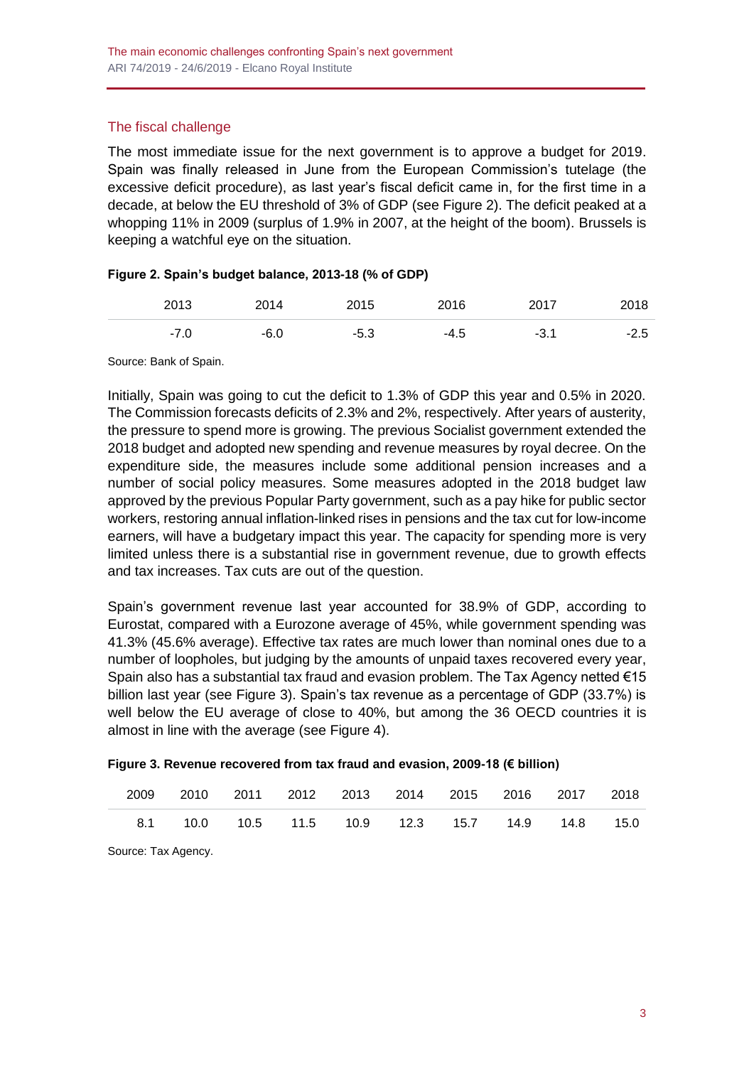## The fiscal challenge

The most immediate issue for the next government is to approve a budget for 2019. Spain was finally released in June from the European Commission's tutelage (the excessive deficit procedure), as last year's fiscal deficit came in, for the first time in a decade, at below the EU threshold of 3% of GDP (see Figure 2). The deficit peaked at a whopping 11% in 2009 (surplus of 1.9% in 2007, at the height of the boom). Brussels is keeping a watchful eye on the situation.

**Figure 2. Spain's budget balance, 2013-18 (% of GDP)**

| 2013 | 2014 | 2015 | 2016 | 2017 | 2018 |
|---|---|---|---|---|---|
| -7.0 | -6.0 | -5.3 | -4.5 | -3.1 | -2.5 |

Source: Bank of Spain.

Initially, Spain was going to cut the deficit to 1.3% of GDP this year and 0.5% in 2020. The Commission forecasts deficits of 2.3% and 2%, respectively. After years of austerity, the pressure to spend more is growing. The previous Socialist government extended the 2018 budget and adopted new spending and revenue measures by royal decree. On the expenditure side, the measures include some additional pension increases and a number of social policy measures. Some measures adopted in the 2018 budget law approved by the previous Popular Party government, such as a pay hike for public sector workers, restoring annual inflation-linked rises in pensions and the tax cut for low-income earners, will have a budgetary impact this year. The capacity for spending more is very limited unless there is a substantial rise in government revenue, due to growth effects and tax increases. Tax cuts are out of the question.

Spain's government revenue last year accounted for 38.9% of GDP, according to Eurostat, compared with a Eurozone average of 45%, while government spending was 41.3% (45.6% average). Effective tax rates are much lower than nominal ones due to a number of loopholes, but judging by the amounts of unpaid taxes recovered every year, Spain also has a substantial tax fraud and evasion problem. The Tax Agency netted €15 billion last year (see Figure 3). Spain's tax revenue as a percentage of GDP (33.7%) is well below the EU average of close to 40%, but among the 36 OECD countries it is almost in line with the average (see Figure 4).

**Figure 3. Revenue recovered from tax fraud and evasion, 2009-18 (€ billion)**

| 2009 | 2010 | 2011 | 2012 | 2013 | 2014 | 2015 | 2016 | 2017 | 2018 |
|---|---|---|---|---|---|---|---|---|---|
| 8.1 | 10.0 | 10.5 | 11.5 | 10.9 | 12.3 | 15.7 | 14.9 | 14.8 | 15.0 |

Source: Tax Agency.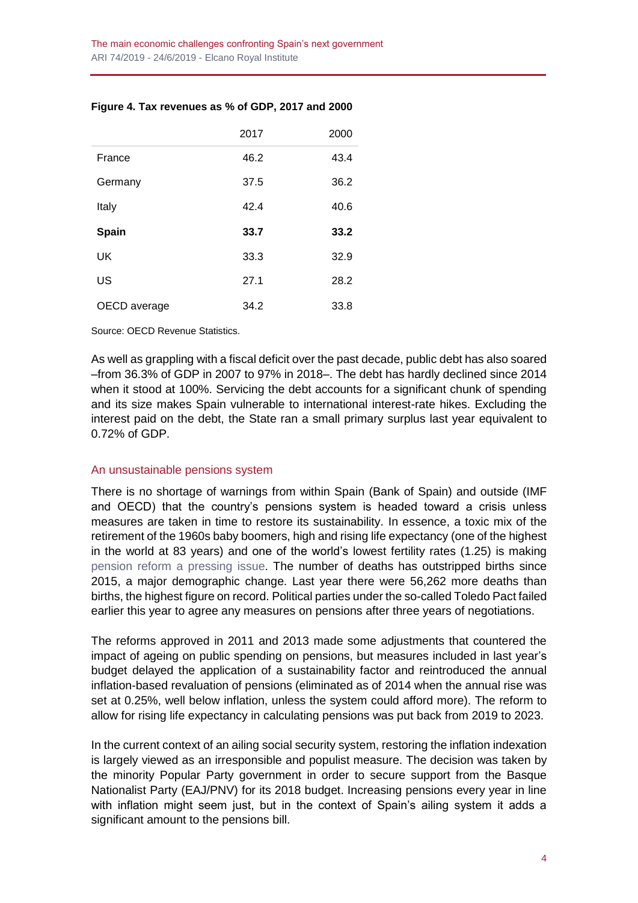**Figure 4. Tax revenues as % of GDP, 2017 and 2000**

| | 2017 | 2000 |
|---|---|---|
| France | 46.2 | 43.4 |
| Germany | 37.5 | 36.2 |
| Italy | 42.4 | 40.6 |
| **Spain** | **33.7** | **33.2** |
| UK | 33.3 | 32.9 |
| US | 27.1 | 28.2 |
| OECD average | 34.2 | 33.8 |

Source: OECD Revenue Statistics.

As well as grappling with a fiscal deficit over the past decade, public debt has also soared –from 36.3% of GDP in 2007 to 97% in 2018–. The debt has hardly declined since 2014 when it stood at 100%. Servicing the debt accounts for a significant chunk of spending and its size makes Spain vulnerable to international interest-rate hikes. Excluding the interest paid on the debt, the State ran a small primary surplus last year equivalent to 0.72% of GDP.

## An unsustainable pensions system

There is no shortage of warnings from within Spain (Bank of Spain) and outside (IMF and OECD) that the country's pensions system is headed toward a crisis unless measures are taken in time to restore its sustainability. In essence, a toxic mix of the retirement of the 1960s baby boomers, high and rising life expectancy (one of the highest in the world at 83 years) and one of the world's lowest fertility rates (1.25) is making pension reform a pressing issue. The number of deaths has outstripped births since 2015, a major demographic change. Last year there were 56,262 more deaths than births, the highest figure on record. Political parties under the so-called Toledo Pact failed earlier this year to agree any measures on pensions after three years of negotiations.

The reforms approved in 2011 and 2013 made some adjustments that countered the impact of ageing on public spending on pensions, but measures included in last year's budget delayed the application of a sustainability factor and reintroduced the annual inflation-based revaluation of pensions (eliminated as of 2014 when the annual rise was set at 0.25%, well below inflation, unless the system could afford more). The reform to allow for rising life expectancy in calculating pensions was put back from 2019 to 2023.

In the current context of an ailing social security system, restoring the inflation indexation is largely viewed as an irresponsible and populist measure. The decision was taken by the minority Popular Party government in order to secure support from the Basque Nationalist Party (EAJ/PNV) for its 2018 budget. Increasing pensions every year in line with inflation might seem just, but in the context of Spain's ailing system it adds a significant amount to the pensions bill.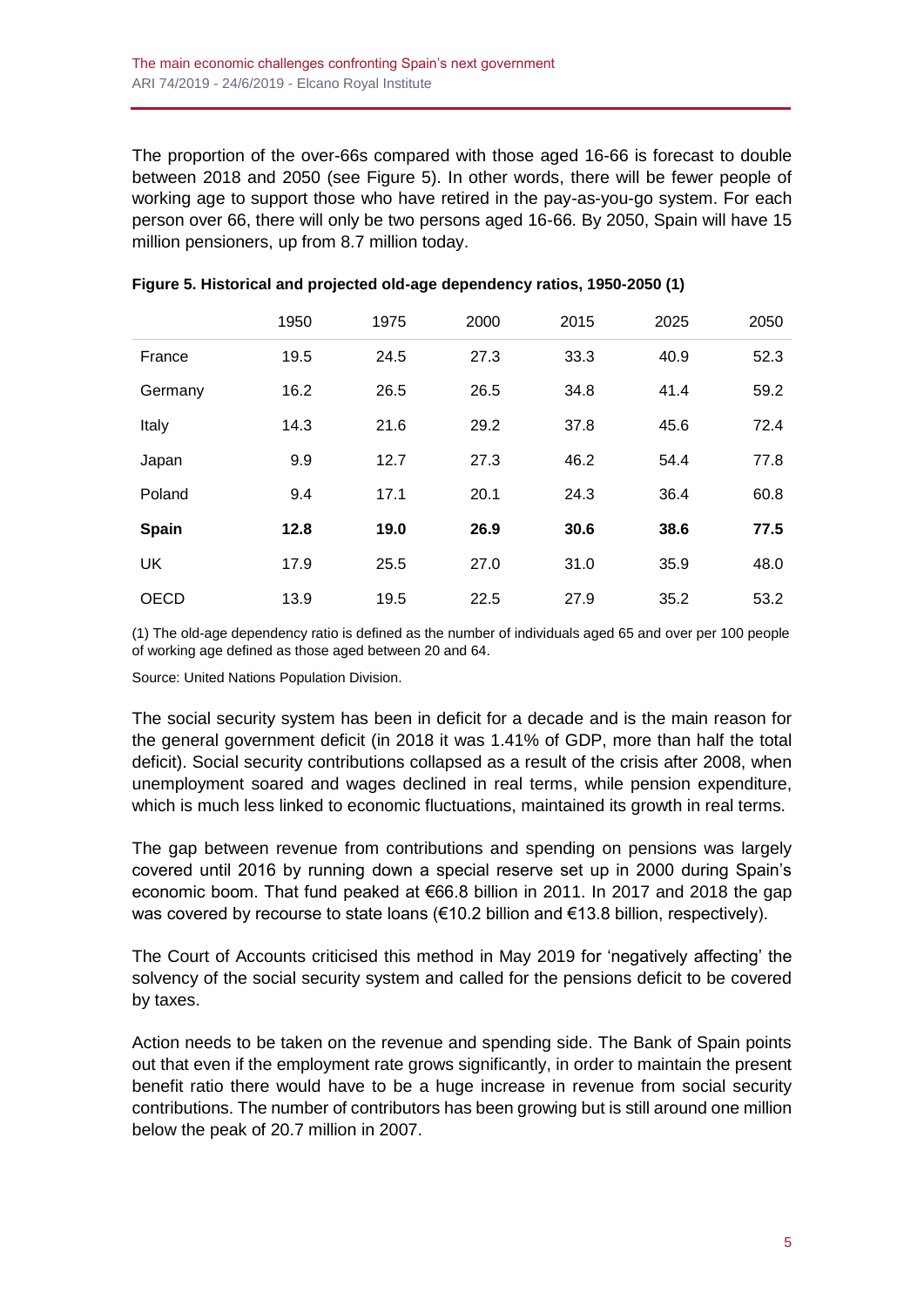The proportion of the over-66s compared with those aged 16-66 is forecast to double between 2018 and 2050 (see Figure 5). In other words, there will be fewer people of working age to support those who have retired in the pay-as-you-go system. For each person over 66, there will only be two persons aged 16-66. By 2050, Spain will have 15 million pensioners, up from 8.7 million today.

**Figure 5. Historical and projected old-age dependency ratios, 1950-2050 (1)**

| | 1950 | 1975 | 2000 | 2015 | 2025 | 2050 |
|---|---|---|---|---|---|---|
| France | 19.5 | 24.5 | 27.3 | 33.3 | 40.9 | 52.3 |
| Germany | 16.2 | 26.5 | 26.5 | 34.8 | 41.4 | 59.2 |
| Italy | 14.3 | 21.6 | 29.2 | 37.8 | 45.6 | 72.4 |
| Japan | 9.9 | 12.7 | 27.3 | 46.2 | 54.4 | 77.8 |
| Poland | 9.4 | 17.1 | 20.1 | 24.3 | 36.4 | 60.8 |
| **Spain** | **12.8** | **19.0** | **26.9** | **30.6** | **38.6** | **77.5** |
| UK | 17.9 | 25.5 | 27.0 | 31.0 | 35.9 | 48.0 |
| OECD | 13.9 | 19.5 | 22.5 | 27.9 | 35.2 | 53.2 |

(1) The old-age dependency ratio is defined as the number of individuals aged 65 and over per 100 people of working age defined as those aged between 20 and 64.

Source: United Nations Population Division.

The social security system has been in deficit for a decade and is the main reason for the general government deficit (in 2018 it was 1.41% of GDP, more than half the total deficit). Social security contributions collapsed as a result of the crisis after 2008, when unemployment soared and wages declined in real terms, while pension expenditure, which is much less linked to economic fluctuations, maintained its growth in real terms.

The gap between revenue from contributions and spending on pensions was largely covered until 2016 by running down a special reserve set up in 2000 during Spain's economic boom. That fund peaked at €66.8 billion in 2011. In 2017 and 2018 the gap was covered by recourse to state loans (€10.2 billion and €13.8 billion, respectively).

The Court of Accounts criticised this method in May 2019 for 'negatively affecting' the solvency of the social security system and called for the pensions deficit to be covered by taxes.

Action needs to be taken on the revenue and spending side. The Bank of Spain points out that even if the employment rate grows significantly, in order to maintain the present benefit ratio there would have to be a huge increase in revenue from social security contributions. The number of contributors has been growing but is still around one million below the peak of 20.7 million in 2007.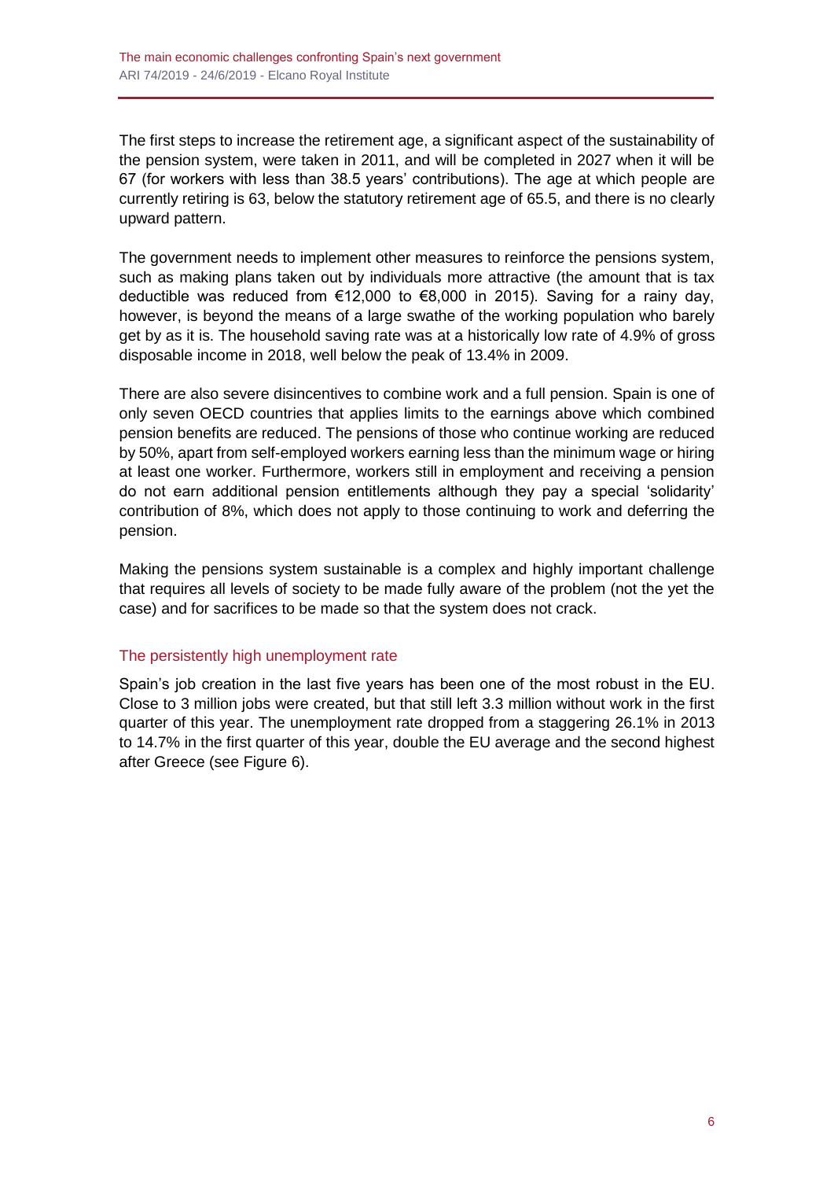The first steps to increase the retirement age, a significant aspect of the sustainability of the pension system, were taken in 2011, and will be completed in 2027 when it will be 67 (for workers with less than 38.5 years' contributions). The age at which people are currently retiring is 63, below the statutory retirement age of 65.5, and there is no clearly upward pattern.

The government needs to implement other measures to reinforce the pensions system, such as making plans taken out by individuals more attractive (the amount that is tax deductible was reduced from €12,000 to €8,000 in 2015). Saving for a rainy day, however, is beyond the means of a large swathe of the working population who barely get by as it is. The household saving rate was at a historically low rate of 4.9% of gross disposable income in 2018, well below the peak of 13.4% in 2009.

There are also severe disincentives to combine work and a full pension. Spain is one of only seven OECD countries that applies limits to the earnings above which combined pension benefits are reduced. The pensions of those who continue working are reduced by 50%, apart from self-employed workers earning less than the minimum wage or hiring at least one worker. Furthermore, workers still in employment and receiving a pension do not earn additional pension entitlements although they pay a special 'solidarity' contribution of 8%, which does not apply to those continuing to work and deferring the pension.

Making the pensions system sustainable is a complex and highly important challenge that requires all levels of society to be made fully aware of the problem (not the yet the case) and for sacrifices to be made so that the system does not crack.

## The persistently high unemployment rate

Spain's job creation in the last five years has been one of the most robust in the EU. Close to 3 million jobs were created, but that still left 3.3 million without work in the first quarter of this year. The unemployment rate dropped from a staggering 26.1% in 2013 to 14.7% in the first quarter of this year, double the EU average and the second highest after Greece (see Figure 6).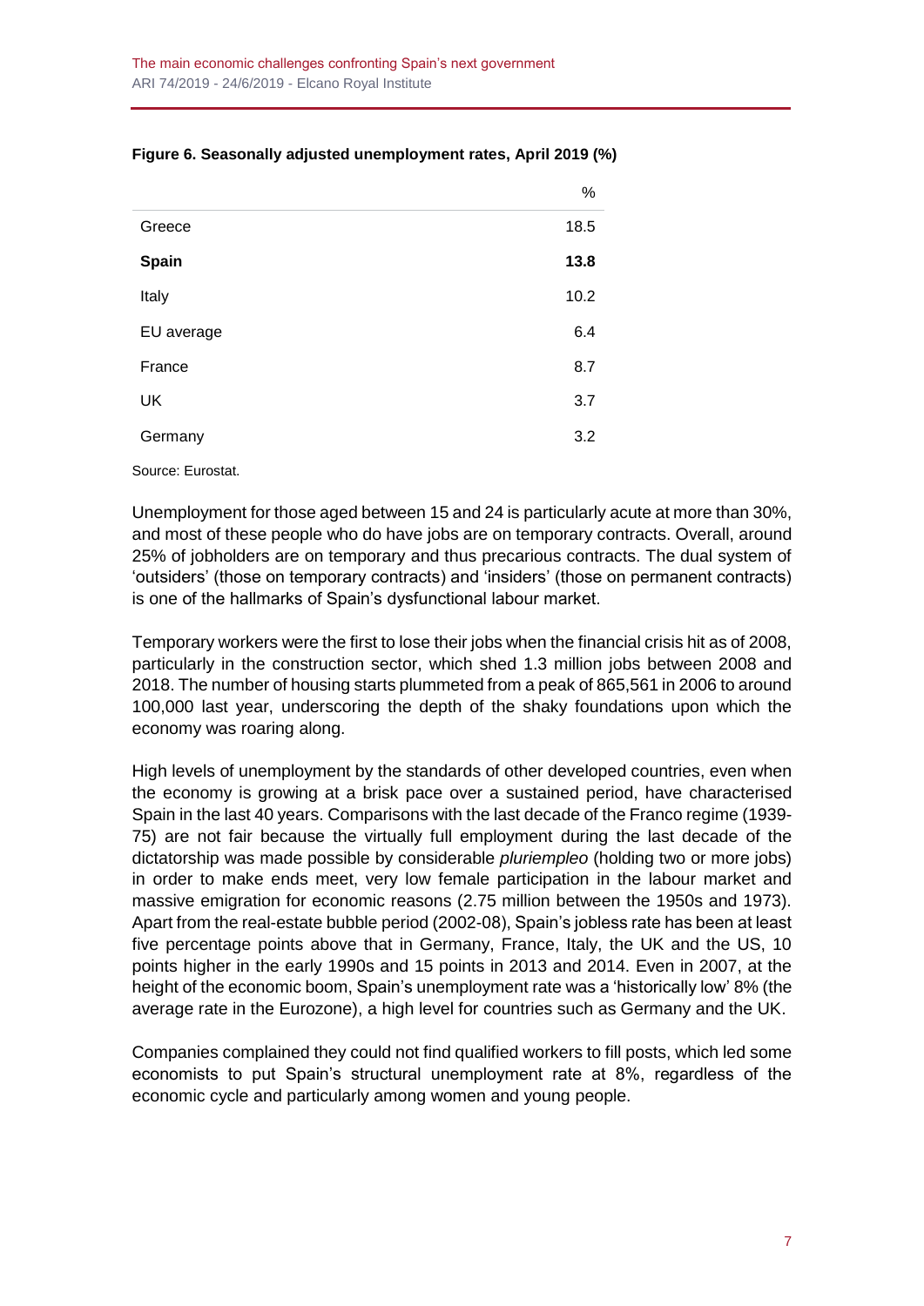**Figure 6. Seasonally adjusted unemployment rates, April 2019 (%)**

| | % |
|---|---|
| Greece | 18.5 |
| **Spain** | **13.8** |
| Italy | 10.2 |
| EU average | 6.4 |
| France | 8.7 |
| UK | 3.7 |
| Germany | 3.2 |

Source: Eurostat.

Unemployment for those aged between 15 and 24 is particularly acute at more than 30%, and most of these people who do have jobs are on temporary contracts. Overall, around 25% of jobholders are on temporary and thus precarious contracts. The dual system of 'outsiders' (those on temporary contracts) and 'insiders' (those on permanent contracts) is one of the hallmarks of Spain's dysfunctional labour market.

Temporary workers were the first to lose their jobs when the financial crisis hit as of 2008, particularly in the construction sector, which shed 1.3 million jobs between 2008 and 2018. The number of housing starts plummeted from a peak of 865,561 in 2006 to around 100,000 last year, underscoring the depth of the shaky foundations upon which the economy was roaring along.

High levels of unemployment by the standards of other developed countries, even when the economy is growing at a brisk pace over a sustained period, have characterised Spain in the last 40 years. Comparisons with the last decade of the Franco regime (1939-75) are not fair because the virtually full employment during the last decade of the dictatorship was made possible by considerable *pluriempleo* (holding two or more jobs) in order to make ends meet, very low female participation in the labour market and massive emigration for economic reasons (2.75 million between the 1950s and 1973). Apart from the real-estate bubble period (2002-08), Spain's jobless rate has been at least five percentage points above that in Germany, France, Italy, the UK and the US, 10 points higher in the early 1990s and 15 points in 2013 and 2014. Even in 2007, at the height of the economic boom, Spain's unemployment rate was a 'historically low' 8% (the average rate in the Eurozone), a high level for countries such as Germany and the UK.

Companies complained they could not find qualified workers to fill posts, which led some economists to put Spain's structural unemployment rate at 8%, regardless of the economic cycle and particularly among women and young people.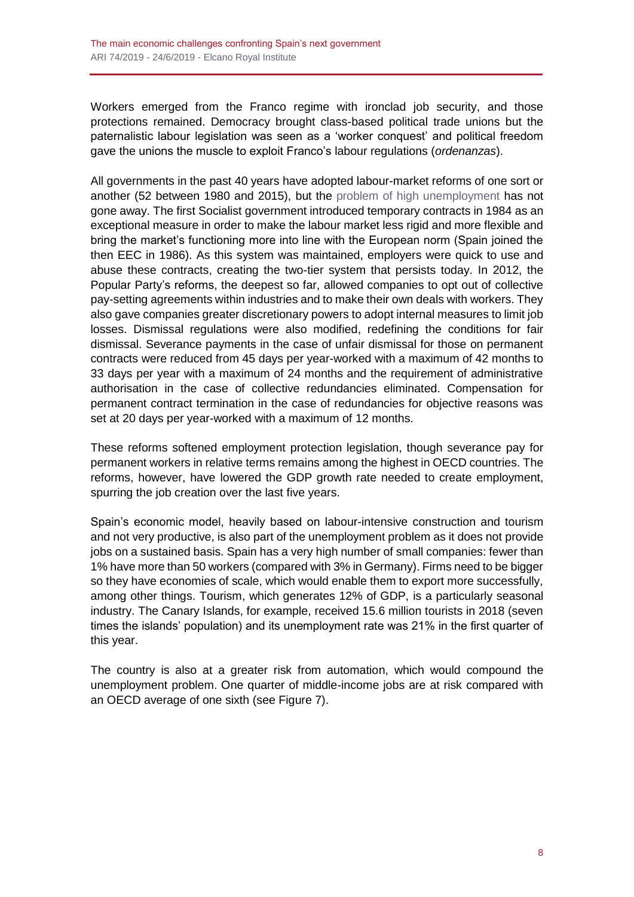Workers emerged from the Franco regime with ironclad job security, and those protections remained. Democracy brought class-based political trade unions but the paternalistic labour legislation was seen as a 'worker conquest' and political freedom gave the unions the muscle to exploit Franco's labour regulations (*ordenanzas*).

All governments in the past 40 years have adopted labour-market reforms of one sort or another (52 between 1980 and 2015), but the problem of high unemployment has not gone away. The first Socialist government introduced temporary contracts in 1984 as an exceptional measure in order to make the labour market less rigid and more flexible and bring the market's functioning more into line with the European norm (Spain joined the then EEC in 1986). As this system was maintained, employers were quick to use and abuse these contracts, creating the two-tier system that persists today. In 2012, the Popular Party's reforms, the deepest so far, allowed companies to opt out of collective pay-setting agreements within industries and to make their own deals with workers. They also gave companies greater discretionary powers to adopt internal measures to limit job losses. Dismissal regulations were also modified, redefining the conditions for fair dismissal. Severance payments in the case of unfair dismissal for those on permanent contracts were reduced from 45 days per year-worked with a maximum of 42 months to 33 days per year with a maximum of 24 months and the requirement of administrative authorisation in the case of collective redundancies eliminated. Compensation for permanent contract termination in the case of redundancies for objective reasons was set at 20 days per year-worked with a maximum of 12 months.

These reforms softened employment protection legislation, though severance pay for permanent workers in relative terms remains among the highest in OECD countries. The reforms, however, have lowered the GDP growth rate needed to create employment, spurring the job creation over the last five years.

Spain's economic model, heavily based on labour-intensive construction and tourism and not very productive, is also part of the unemployment problem as it does not provide jobs on a sustained basis. Spain has a very high number of small companies: fewer than 1% have more than 50 workers (compared with 3% in Germany). Firms need to be bigger so they have economies of scale, which would enable them to export more successfully, among other things. Tourism, which generates 12% of GDP, is a particularly seasonal industry. The Canary Islands, for example, received 15.6 million tourists in 2018 (seven times the islands' population) and its unemployment rate was 21% in the first quarter of this year.

The country is also at a greater risk from automation, which would compound the unemployment problem. One quarter of middle-income jobs are at risk compared with an OECD average of one sixth (see Figure 7).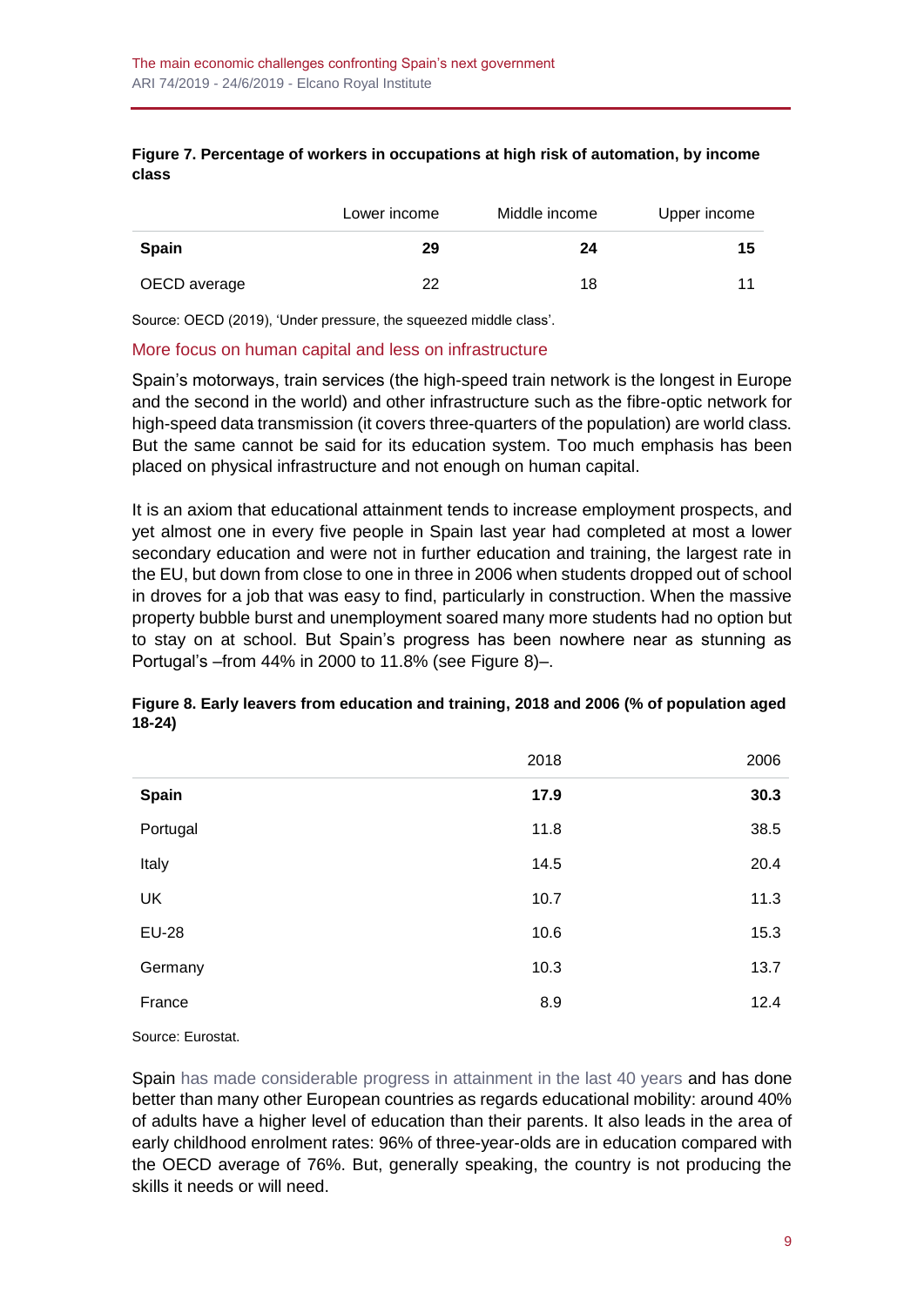**Figure 7. Percentage of workers in occupations at high risk of automation, by income class**

| | Lower income | Middle income | Upper income |
|---|---|---|---|
| **Spain** | **29** | **24** | **15** |
| OECD average | 22 | 18 | 11 |

Source: OECD (2019), 'Under pressure, the squeezed middle class'.

## More focus on human capital and less on infrastructure

Spain's motorways, train services (the high-speed train network is the longest in Europe and the second in the world) and other infrastructure such as the fibre-optic network for high-speed data transmission (it covers three-quarters of the population) are world class. But the same cannot be said for its education system. Too much emphasis has been placed on physical infrastructure and not enough on human capital.

It is an axiom that educational attainment tends to increase employment prospects, and yet almost one in every five people in Spain last year had completed at most a lower secondary education and were not in further education and training, the largest rate in the EU, but down from close to one in three in 2006 when students dropped out of school in droves for a job that was easy to find, particularly in construction. When the massive property bubble burst and unemployment soared many more students had no option but to stay on at school. But Spain's progress has been nowhere near as stunning as Portugal's –from 44% in 2000 to 11.8% (see Figure 8)–.

**Figure 8. Early leavers from education and training, 2018 and 2006 (% of population aged 18-24)**

| | 2018 | 2006 |
|---|---|---|
| **Spain** | **17.9** | **30.3** |
| Portugal | 11.8 | 38.5 |
| Italy | 14.5 | 20.4 |
| UK | 10.7 | 11.3 |
| EU-28 | 10.6 | 15.3 |
| Germany | 10.3 | 13.7 |
| France | 8.9 | 12.4 |

Source: Eurostat.

Spain has made considerable progress in attainment in the last 40 years and has done better than many other European countries as regards educational mobility: around 40% of adults have a higher level of education than their parents. It also leads in the area of early childhood enrolment rates: 96% of three-year-olds are in education compared with the OECD average of 76%. But, generally speaking, the country is not producing the skills it needs or will need.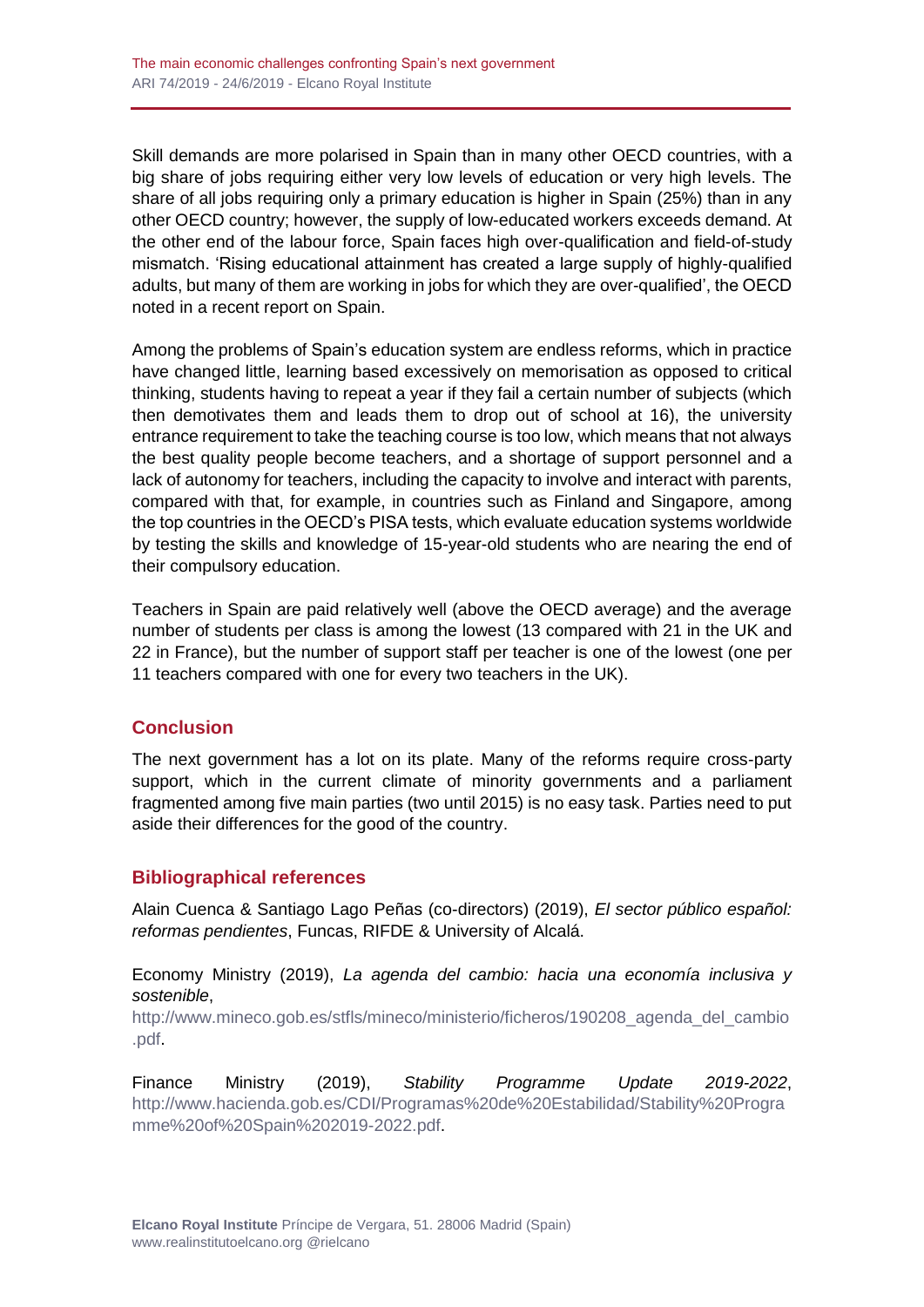Skill demands are more polarised in Spain than in many other OECD countries, with a big share of jobs requiring either very low levels of education or very high levels. The share of all jobs requiring only a primary education is higher in Spain (25%) than in any other OECD country; however, the supply of low-educated workers exceeds demand. At the other end of the labour force, Spain faces high over-qualification and field-of-study mismatch. 'Rising educational attainment has created a large supply of highly-qualified adults, but many of them are working in jobs for which they are over-qualified', the OECD noted in a recent report on Spain.

Among the problems of Spain's education system are endless reforms, which in practice have changed little, learning based excessively on memorisation as opposed to critical thinking, students having to repeat a year if they fail a certain number of subjects (which then demotivates them and leads them to drop out of school at 16), the university entrance requirement to take the teaching course is too low, which means that not always the best quality people become teachers, and a shortage of support personnel and a lack of autonomy for teachers, including the capacity to involve and interact with parents, compared with that, for example, in countries such as Finland and Singapore, among the top countries in the OECD's PISA tests, which evaluate education systems worldwide by testing the skills and knowledge of 15-year-old students who are nearing the end of their compulsory education.

Teachers in Spain are paid relatively well (above the OECD average) and the average number of students per class is among the lowest (13 compared with 21 in the UK and 22 in France), but the number of support staff per teacher is one of the lowest (one per 11 teachers compared with one for every two teachers in the UK).

## Conclusion

The next government has a lot on its plate. Many of the reforms require cross-party support, which in the current climate of minority governments and a parliament fragmented among five main parties (two until 2015) is no easy task. Parties need to put aside their differences for the good of the country.

## Bibliographical references

Alain Cuenca & Santiago Lago Peñas (co-directors) (2019), *El sector público español: reformas pendientes*, Funcas, RIFDE & University of Alcalá.

Economy Ministry (2019), *La agenda del cambio: hacia una economía inclusiva y sostenible*, http://www.mineco.gob.es/stfls/mineco/ministerio/ficheros/190208_agenda_del_cambio.pdf.

Finance Ministry (2019), *Stability Programme Update 2019-2022*, http://www.hacienda.gob.es/CDI/Programas%20de%20Estabilidad/Stability%20Programme%20of%20Spain%202019-2022.pdf.